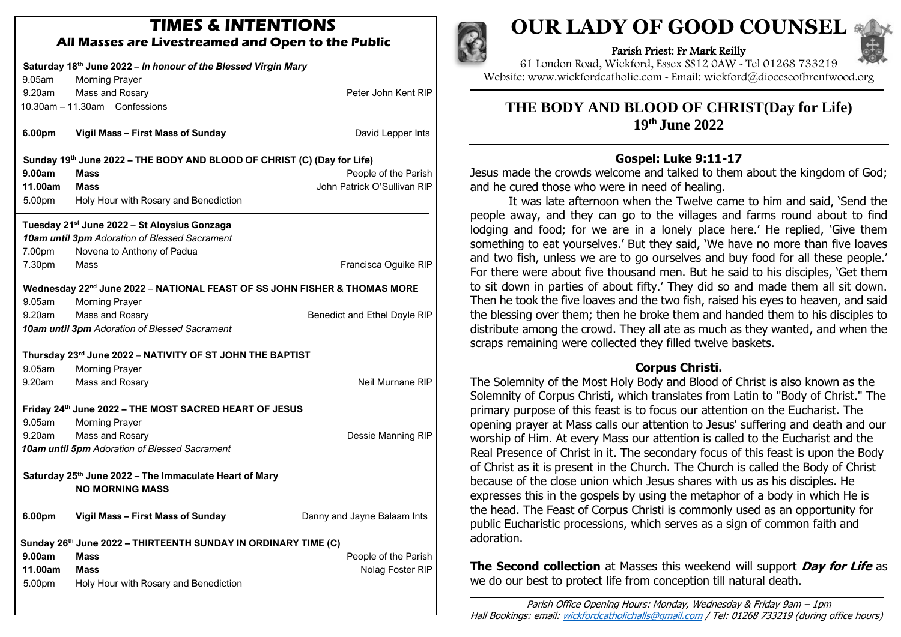## TIMES & INTENTIONS

### All Masses are Livestreamed and Open to the Public

**Saturday 18th June 2022 – *In honour of the Blessed Virgin Mary***

| | | |
|---|---|---|
| 9.05am | Morning Prayer | |
| 9.20am | Mass and Rosary | Peter John Kent RIP |
| 10.30am – 11.30am | Confessions | |
| **6.00pm** | **Vigil Mass – First Mass of Sunday** | David Lepper Ints |

**Sunday 19th June 2022 – THE BODY AND BLOOD OF CHRIST (C) (Day for Life)**

| | | |
|---|---|---|
| **9.00am** | **Mass** | People of the Parish |
| **11.00am** | **Mass** | John Patrick O'Sullivan RIP |
| 5.00pm | Holy Hour with Rosary and Benediction | |

**Tuesday 21st June 2022 – St Aloysius Gonzaga**

***10am until 3pm** Adoration of Blessed Sacrament*

| | | |
|---|---|---|
| 7.00pm | Novena to Anthony of Padua | |
| 7.30pm | Mass | Francisca Oguike RIP |

**Wednesday 22nd June 2022 – NATIONAL FEAST OF SS JOHN FISHER & THOMAS MORE**

| | | |
|---|---|---|
| 9.05am | Morning Prayer | |
| 9.20am | Mass and Rosary | Benedict and Ethel Doyle RIP |

***10am until 3pm** Adoration of Blessed Sacrament*

**Thursday 23rd June 2022 – NATIVITY OF ST JOHN THE BAPTIST**

| | | |
|---|---|---|
| 9.05am | Morning Prayer | |
| 9.20am | Mass and Rosary | Neil Murnane RIP |

**Friday 24th June 2022 – THE MOST SACRED HEART OF JESUS**

| | | |
|---|---|---|
| 9.05am | Morning Prayer | |
| 9.20am | Mass and Rosary | Dessie Manning RIP |

***10am until 5pm** Adoration of Blessed Sacrament*

**Saturday 25th June 2022 – The Immaculate Heart of Mary**
**NO MORNING MASS**

| | | |
|---|---|---|
| **6.00pm** | **Vigil Mass – First Mass of Sunday** | Danny and Jayne Balaam Ints |

**Sunday 26th June 2022 – THIRTEENTH SUNDAY IN ORDINARY TIME (C)**

| | | |
|---|---|---|
| **9.00am** | **Mass** | People of the Parish |
| **11.00am** | **Mass** | Nolag Foster RIP |
| 5.00pm | Holy Hour with Rosary and Benediction | |

# OUR LADY OF GOOD COUNSEL

Parish Priest: Fr Mark Reilly

61 London Road, Wickford, Essex SS12 0AW - Tel 01268 733219

Website: www.wickfordcatholic.com - Email: wickford@dioceseofbrentwood.org

## THE BODY AND BLOOD OF CHRIST(Day for Life)
## 19th June 2022

### Gospel: Luke 9:11-17

Jesus made the crowds welcome and talked to them about the kingdom of God; and he cured those who were in need of healing.

It was late afternoon when the Twelve came to him and said, 'Send the people away, and they can go to the villages and farms round about to find lodging and food; for we are in a lonely place here.' He replied, 'Give them something to eat yourselves.' But they said, 'We have no more than five loaves and two fish, unless we are to go ourselves and buy food for all these people.' For there were about five thousand men. But he said to his disciples, 'Get them to sit down in parties of about fifty.' They did so and made them all sit down. Then he took the five loaves and the two fish, raised his eyes to heaven, and said the blessing over them; then he broke them and handed them to his disciples to distribute among the crowd. They all ate as much as they wanted, and when the scraps remaining were collected they filled twelve baskets.

### Corpus Christi.

The Solemnity of the Most Holy Body and Blood of Christ is also known as the Solemnity of Corpus Christi, which translates from Latin to "Body of Christ." The primary purpose of this feast is to focus our attention on the Eucharist. The opening prayer at Mass calls our attention to Jesus' suffering and death and our worship of Him. At every Mass our attention is called to the Eucharist and the Real Presence of Christ in it. The secondary focus of this feast is upon the Body of Christ as it is present in the Church. The Church is called the Body of Christ because of the close union which Jesus shares with us as his disciples. He expresses this in the gospels by using the metaphor of a body in which He is the head. The Feast of Corpus Christi is commonly used as an opportunity for public Eucharistic processions, which serves as a sign of common faith and adoration.

**The Second collection** at Masses this weekend will support ***Day for Life*** as we do our best to protect life from conception till natural death.

*Parish Office Opening Hours: Monday, Wednesday & Friday 9am – 1pm*
*Hall Bookings: email: wickfordcatholichalls@gmail.com / Tel: 01268 733219 (during office hours)*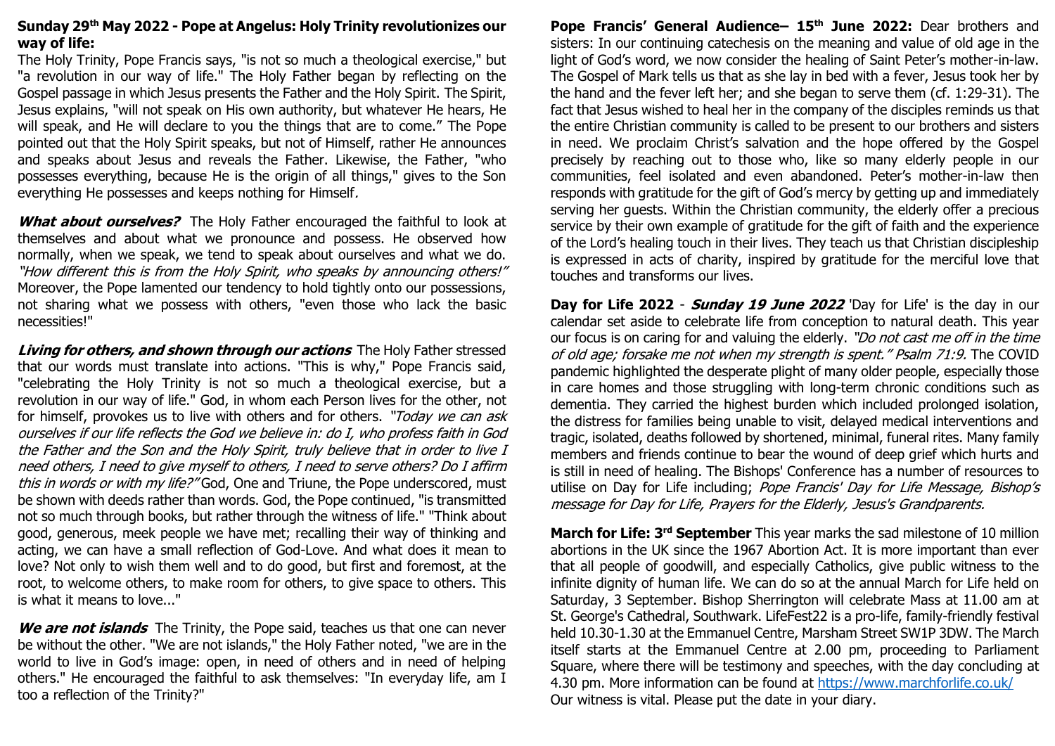**Sunday 29th May 2022 - Pope at Angelus: Holy Trinity revolutionizes our way of life:**

The Holy Trinity, Pope Francis says, "is not so much a theological exercise," but "a revolution in our way of life." The Holy Father began by reflecting on the Gospel passage in which Jesus presents the Father and the Holy Spirit. The Spirit, Jesus explains, "will not speak on His own authority, but whatever He hears, He will speak, and He will declare to you the things that are to come." The Pope pointed out that the Holy Spirit speaks, but not of Himself, rather He announces and speaks about Jesus and reveals the Father. Likewise, the Father, "who possesses everything, because He is the origin of all things," gives to the Son everything He possesses and keeps nothing for Himself.

***What about ourselves?*** The Holy Father encouraged the faithful to look at themselves and about what we pronounce and possess. He observed how normally, when we speak, we tend to speak about ourselves and what we do. *"How different this is from the Holy Spirit, who speaks by announcing others!"* Moreover, the Pope lamented our tendency to hold tightly onto our possessions, not sharing what we possess with others, "even those who lack the basic necessities!"

***Living for others, and shown through our actions*** The Holy Father stressed that our words must translate into actions. "This is why," Pope Francis said, "celebrating the Holy Trinity is not so much a theological exercise, but a revolution in our way of life." God, in whom each Person lives for the other, not for himself, provokes us to live with others and for others. *"Today we can ask ourselves if our life reflects the God we believe in: do I, who profess faith in God the Father and the Son and the Holy Spirit, truly believe that in order to live I need others, I need to give myself to others, I need to serve others? Do I affirm this in words or with my life?"* God, One and Triune, the Pope underscored, must be shown with deeds rather than words. God, the Pope continued, "is transmitted not so much through books, but rather through the witness of life." "Think about good, generous, meek people we have met; recalling their way of thinking and acting, we can have a small reflection of God-Love. And what does it mean to love? Not only to wish them well and to do good, but first and foremost, at the root, to welcome others, to make room for others, to give space to others. This is what it means to love..."

***We are not islands*** The Trinity, the Pope said, teaches us that one can never be without the other. "We are not islands," the Holy Father noted, "we are in the world to live in God's image: open, in need of others and in need of helping others." He encouraged the faithful to ask themselves: "In everyday life, am I too a reflection of the Trinity?"

**Pope Francis' General Audience– 15th June 2022:** Dear brothers and sisters: In our continuing catechesis on the meaning and value of old age in the light of God's word, we now consider the healing of Saint Peter's mother-in-law. The Gospel of Mark tells us that as she lay in bed with a fever, Jesus took her by the hand and the fever left her; and she began to serve them (cf. 1:29-31). The fact that Jesus wished to heal her in the company of the disciples reminds us that the entire Christian community is called to be present to our brothers and sisters in need. We proclaim Christ's salvation and the hope offered by the Gospel precisely by reaching out to those who, like so many elderly people in our communities, feel isolated and even abandoned. Peter's mother-in-law then responds with gratitude for the gift of God's mercy by getting up and immediately serving her guests. Within the Christian community, the elderly offer a precious service by their own example of gratitude for the gift of faith and the experience of the Lord's healing touch in their lives. They teach us that Christian discipleship is expressed in acts of charity, inspired by gratitude for the merciful love that touches and transforms our lives.

**Day for Life 2022** - ***Sunday 19 June 2022*** 'Day for Life' is the day in our calendar set aside to celebrate life from conception to natural death. This year our focus is on caring for and valuing the elderly. *"Do not cast me off in the time of old age; forsake me not when my strength is spent." Psalm 71:9.* The COVID pandemic highlighted the desperate plight of many older people, especially those in care homes and those struggling with long-term chronic conditions such as dementia. They carried the highest burden which included prolonged isolation, the distress for families being unable to visit, delayed medical interventions and tragic, isolated, deaths followed by shortened, minimal, funeral rites. Many family members and friends continue to bear the wound of deep grief which hurts and is still in need of healing. The Bishops' Conference has a number of resources to utilise on Day for Life including; *Pope Francis' Day for Life Message, Bishop's message for Day for Life, Prayers for the Elderly, Jesus's Grandparents.*

**March for Life: 3rd September** This year marks the sad milestone of 10 million abortions in the UK since the 1967 Abortion Act. It is more important than ever that all people of goodwill, and especially Catholics, give public witness to the infinite dignity of human life. We can do so at the annual March for Life held on Saturday, 3 September. Bishop Sherrington will celebrate Mass at 11.00 am at St. George's Cathedral, Southwark. LifeFest22 is a pro-life, family-friendly festival held 10.30-1.30 at the Emmanuel Centre, Marsham Street SW1P 3DW. The March itself starts at the Emmanuel Centre at 2.00 pm, proceeding to Parliament Square, where there will be testimony and speeches, with the day concluding at 4.30 pm. More information can be found at https://www.marchforlife.co.uk/
Our witness is vital. Please put the date in your diary.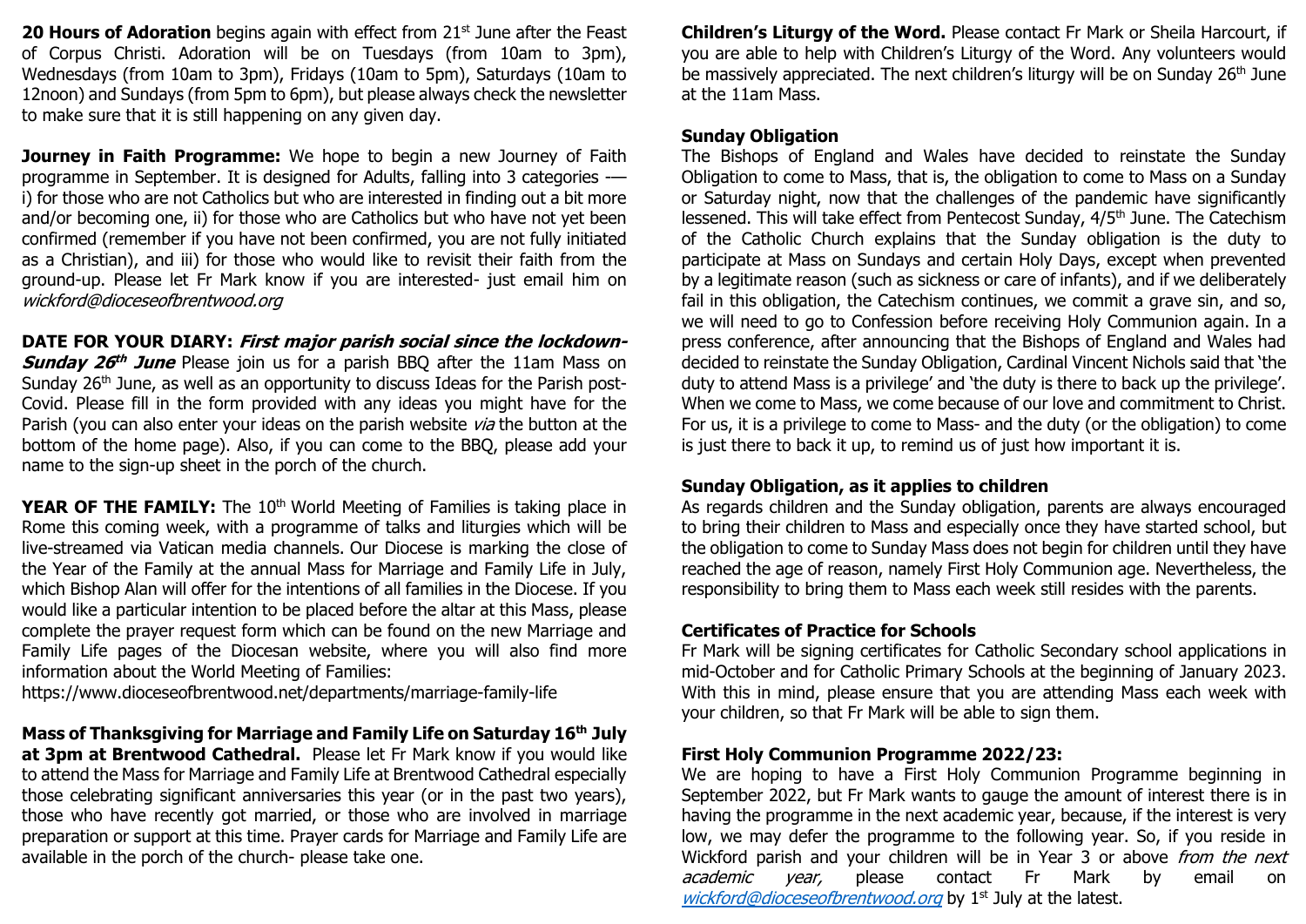**20 Hours of Adoration** begins again with effect from 21st June after the Feast of Corpus Christi. Adoration will be on Tuesdays (from 10am to 3pm), Wednesdays (from 10am to 3pm), Fridays (10am to 5pm), Saturdays (10am to 12noon) and Sundays (from 5pm to 6pm), but please always check the newsletter to make sure that it is still happening on any given day.

**Journey in Faith Programme:** We hope to begin a new Journey of Faith programme in September. It is designed for Adults, falling into 3 categories -— i) for those who are not Catholics but who are interested in finding out a bit more and/or becoming one, ii) for those who are Catholics but who have not yet been confirmed (remember if you have not been confirmed, you are not fully initiated as a Christian), and iii) for those who would like to revisit their faith from the ground-up. Please let Fr Mark know if you are interested- just email him on *wickford@dioceseofbrentwood.org*

**DATE FOR YOUR DIARY: *First major parish social since the lockdown- Sunday 26th June*** Please join us for a parish BBQ after the 11am Mass on Sunday 26th June, as well as an opportunity to discuss Ideas for the Parish post-Covid. Please fill in the form provided with any ideas you might have for the Parish (you can also enter your ideas on the parish website *via* the button at the bottom of the home page). Also, if you can come to the BBQ, please add your name to the sign-up sheet in the porch of the church.

**YEAR OF THE FAMILY:** The 10th World Meeting of Families is taking place in Rome this coming week, with a programme of talks and liturgies which will be live-streamed via Vatican media channels. Our Diocese is marking the close of the Year of the Family at the annual Mass for Marriage and Family Life in July, which Bishop Alan will offer for the intentions of all families in the Diocese. If you would like a particular intention to be placed before the altar at this Mass, please complete the prayer request form which can be found on the new Marriage and Family Life pages of the Diocesan website, where you will also find more information about the World Meeting of Families:
https://www.dioceseofbrentwood.net/departments/marriage-family-life

**Mass of Thanksgiving for Marriage and Family Life on Saturday 16th July at 3pm at Brentwood Cathedral.** Please let Fr Mark know if you would like to attend the Mass for Marriage and Family Life at Brentwood Cathedral especially those celebrating significant anniversaries this year (or in the past two years), those who have recently got married, or those who are involved in marriage preparation or support at this time. Prayer cards for Marriage and Family Life are available in the porch of the church- please take one.

**Children's Liturgy of the Word.** Please contact Fr Mark or Sheila Harcourt, if you are able to help with Children's Liturgy of the Word. Any volunteers would be massively appreciated. The next children's liturgy will be on Sunday 26th June at the 11am Mass.

**Sunday Obligation**

The Bishops of England and Wales have decided to reinstate the Sunday Obligation to come to Mass, that is, the obligation to come to Mass on a Sunday or Saturday night, now that the challenges of the pandemic have significantly lessened. This will take effect from Pentecost Sunday, 4/5th June. The Catechism of the Catholic Church explains that the Sunday obligation is the duty to participate at Mass on Sundays and certain Holy Days, except when prevented by a legitimate reason (such as sickness or care of infants), and if we deliberately fail in this obligation, the Catechism continues, we commit a grave sin, and so, we will need to go to Confession before receiving Holy Communion again. In a press conference, after announcing that the Bishops of England and Wales had decided to reinstate the Sunday Obligation, Cardinal Vincent Nichols said that 'the duty to attend Mass is a privilege' and 'the duty is there to back up the privilege'. When we come to Mass, we come because of our love and commitment to Christ. For us, it is a privilege to come to Mass- and the duty (or the obligation) to come is just there to back it up, to remind us of just how important it is.

**Sunday Obligation, as it applies to children**

As regards children and the Sunday obligation, parents are always encouraged to bring their children to Mass and especially once they have started school, but the obligation to come to Sunday Mass does not begin for children until they have reached the age of reason, namely First Holy Communion age. Nevertheless, the responsibility to bring them to Mass each week still resides with the parents.

**Certificates of Practice for Schools**

Fr Mark will be signing certificates for Catholic Secondary school applications in mid-October and for Catholic Primary Schools at the beginning of January 2023. With this in mind, please ensure that you are attending Mass each week with your children, so that Fr Mark will be able to sign them.

**First Holy Communion Programme 2022/23:**

We are hoping to have a First Holy Communion Programme beginning in September 2022, but Fr Mark wants to gauge the amount of interest there is in having the programme in the next academic year, because, if the interest is very low, we may defer the programme to the following year. So, if you reside in Wickford parish and your children will be in Year 3 or above *from the next academic year,* please contact Fr Mark by email on *wickford@dioceseofbrentwood.org* by 1st July at the latest.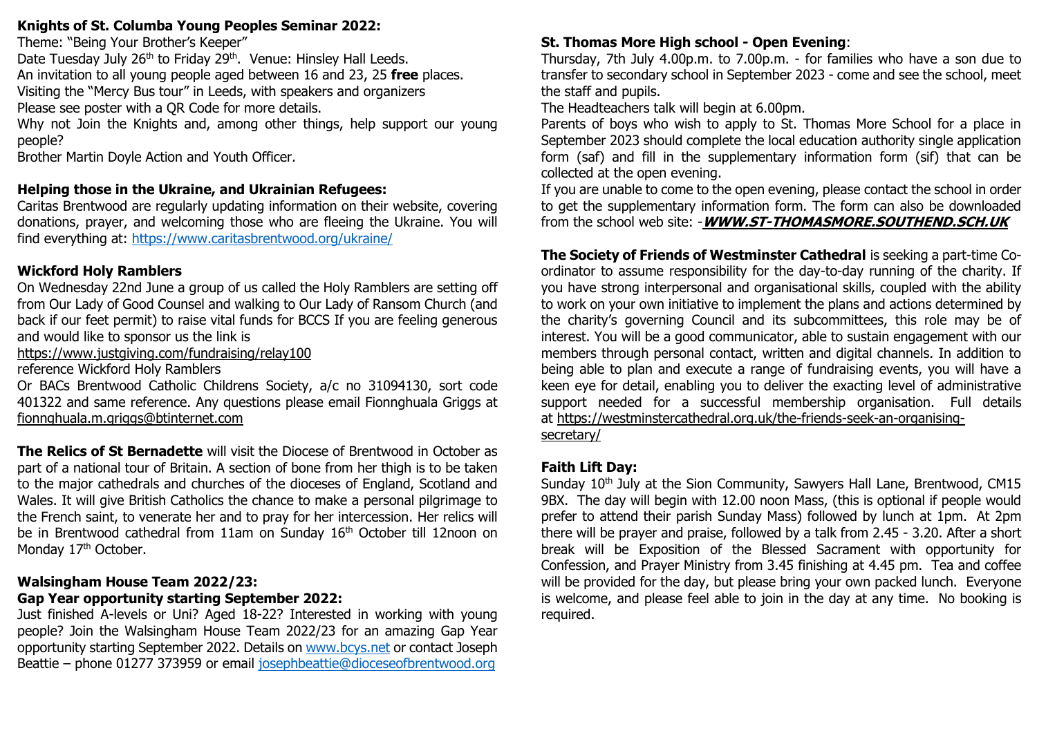**Knights of St. Columba Young Peoples Seminar 2022:**

Theme: "Being Your Brother's Keeper"

Date Tuesday July 26th to Friday 29th. Venue: Hinsley Hall Leeds.

An invitation to all young people aged between 16 and 23, 25 **free** places.

Visiting the "Mercy Bus tour" in Leeds, with speakers and organizers

Please see poster with a QR Code for more details.

Why not Join the Knights and, among other things, help support our young people?

Brother Martin Doyle Action and Youth Officer.

**Helping those in the Ukraine, and Ukrainian Refugees:**

Caritas Brentwood are regularly updating information on their website, covering donations, prayer, and welcoming those who are fleeing the Ukraine. You will find everything at: https://www.caritasbrentwood.org/ukraine/

**Wickford Holy Ramblers**

On Wednesday 22nd June a group of us called the Holy Ramblers are setting off from Our Lady of Good Counsel and walking to Our Lady of Ransom Church (and back if our feet permit) to raise vital funds for BCCS If you are feeling generous and would like to sponsor us the link is

https://www.justgiving.com/fundraising/relay100

reference Wickford Holy Ramblers

Or BACs Brentwood Catholic Childrens Society, a/c no 31094130, sort code 401322 and same reference. Any questions please email Fionnghuala Griggs at fionnghuala.m.griggs@btinternet.com

**The Relics of St Bernadette** will visit the Diocese of Brentwood in October as part of a national tour of Britain. A section of bone from her thigh is to be taken to the major cathedrals and churches of the dioceses of England, Scotland and Wales. It will give British Catholics the chance to make a personal pilgrimage to the French saint, to venerate her and to pray for her intercession. Her relics will be in Brentwood cathedral from 11am on Sunday 16th October till 12noon on Monday 17th October.

**Walsingham House Team 2022/23:**

**Gap Year opportunity starting September 2022:**

Just finished A-levels or Uni? Aged 18-22? Interested in working with young people? Join the Walsingham House Team 2022/23 for an amazing Gap Year opportunity starting September 2022. Details on www.bcys.net or contact Joseph Beattie – phone 01277 373959 or email josephbeattie@dioceseofbrentwood.org

**St. Thomas More High school - Open Evening**:

Thursday, 7th July 4.00p.m. to 7.00p.m. - for families who have a son due to transfer to secondary school in September 2023 - come and see the school, meet the staff and pupils.

The Headteachers talk will begin at 6.00pm.

Parents of boys who wish to apply to St. Thomas More School for a place in September 2023 should complete the local education authority single application form (saf) and fill in the supplementary information form (sif) that can be collected at the open evening.

If you are unable to come to the open evening, please contact the school in order to get the supplementary information form. The form can also be downloaded from the school web site: -***WWW.ST-THOMASMORE.SOUTHEND.SCH.UK***

**The Society of Friends of Westminster Cathedral** is seeking a part-time Co-ordinator to assume responsibility for the day-to-day running of the charity. If you have strong interpersonal and organisational skills, coupled with the ability to work on your own initiative to implement the plans and actions determined by the charity's governing Council and its subcommittees, this role may be of interest. You will be a good communicator, able to sustain engagement with our members through personal contact, written and digital channels. In addition to being able to plan and execute a range of fundraising events, you will have a keen eye for detail, enabling you to deliver the exacting level of administrative support needed for a successful membership organisation. Full details at https://westminstercathedral.org.uk/the-friends-seek-an-organising-secretary/

**Faith Lift Day:**

Sunday 10th July at the Sion Community, Sawyers Hall Lane, Brentwood, CM15 9BX. The day will begin with 12.00 noon Mass, (this is optional if people would prefer to attend their parish Sunday Mass) followed by lunch at 1pm. At 2pm there will be prayer and praise, followed by a talk from 2.45 - 3.20. After a short break will be Exposition of the Blessed Sacrament with opportunity for Confession, and Prayer Ministry from 3.45 finishing at 4.45 pm. Tea and coffee will be provided for the day, but please bring your own packed lunch. Everyone is welcome, and please feel able to join in the day at any time. No booking is required.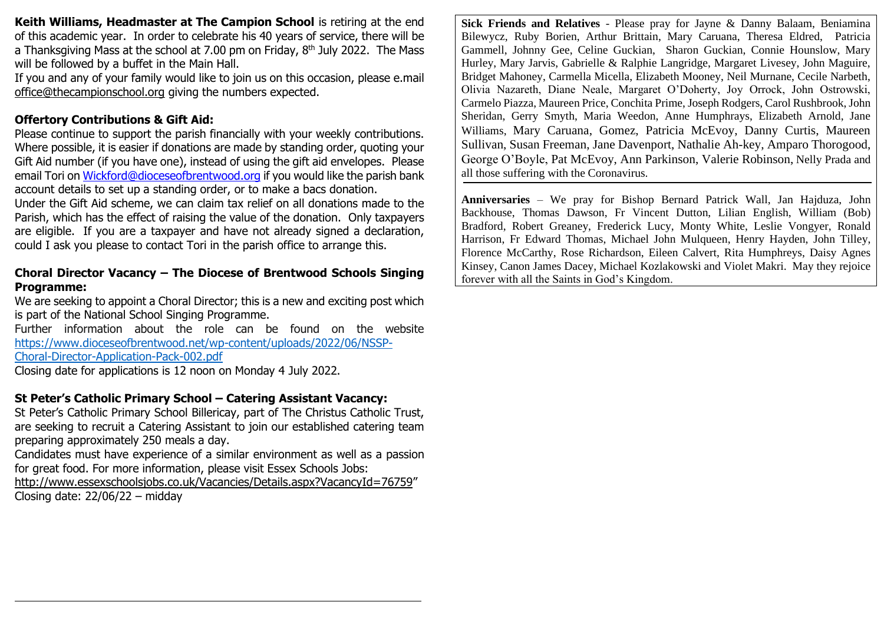**Keith Williams, Headmaster at The Campion School** is retiring at the end of this academic year. In order to celebrate his 40 years of service, there will be a Thanksgiving Mass at the school at 7.00 pm on Friday, 8th July 2022. The Mass will be followed by a buffet in the Main Hall.

If you and any of your family would like to join us on this occasion, please e.mail office@thecampionschool.org giving the numbers expected.

**Offertory Contributions & Gift Aid:**

Please continue to support the parish financially with your weekly contributions. Where possible, it is easier if donations are made by standing order, quoting your Gift Aid number (if you have one), instead of using the gift aid envelopes. Please email Tori on Wickford@dioceseofbrentwood.org if you would like the parish bank account details to set up a standing order, or to make a bacs donation.

Under the Gift Aid scheme, we can claim tax relief on all donations made to the Parish, which has the effect of raising the value of the donation. Only taxpayers are eligible. If you are a taxpayer and have not already signed a declaration, could I ask you please to contact Tori in the parish office to arrange this.

**Choral Director Vacancy – The Diocese of Brentwood Schools Singing Programme:**

We are seeking to appoint a Choral Director; this is a new and exciting post which is part of the National School Singing Programme.

Further information about the role can be found on the website https://www.dioceseofbrentwood.net/wp-content/uploads/2022/06/NSSP-Choral-Director-Application-Pack-002.pdf

Closing date for applications is 12 noon on Monday 4 July 2022.

**St Peter's Catholic Primary School – Catering Assistant Vacancy:**

St Peter's Catholic Primary School Billericay, part of The Christus Catholic Trust, are seeking to recruit a Catering Assistant to join our established catering team preparing approximately 250 meals a day.

Candidates must have experience of a similar environment as well as a passion for great food. For more information, please visit Essex Schools Jobs: http://www.essexschoolsjobs.co.uk/Vacancies/Details.aspx?VacancyId=76759"

Closing date: 22/06/22 – midday

**Sick Friends and Relatives** - Please pray for Jayne & Danny Balaam, Beniamina Bilewycz, Ruby Borien, Arthur Brittain, Mary Caruana, Theresa Eldred, Patricia Gammell, Johnny Gee, Celine Guckian, Sharon Guckian, Connie Hounslow, Mary Hurley, Mary Jarvis, Gabrielle & Ralphie Langridge, Margaret Livesey, John Maguire, Bridget Mahoney, Carmella Micella, Elizabeth Mooney, Neil Murnane, Cecile Narbeth, Olivia Nazareth, Diane Neale, Margaret O'Doherty, Joy Orrock, John Ostrowski, Carmelo Piazza, Maureen Price, Conchita Prime, Joseph Rodgers, Carol Rushbrook, John Sheridan, Gerry Smyth, Maria Weedon, Anne Humphrays, Elizabeth Arnold, Jane Williams, Mary Caruana, Gomez, Patricia McEvoy, Danny Curtis, Maureen Sullivan, Susan Freeman, Jane Davenport, Nathalie Ah-key, Amparo Thorogood, George O'Boyle, Pat McEvoy, Ann Parkinson, Valerie Robinson, Nelly Prada and all those suffering with the Coronavirus.

**Anniversaries** – We pray for Bishop Bernard Patrick Wall, Jan Hajduza, John Backhouse, Thomas Dawson, Fr Vincent Dutton, Lilian English, William (Bob) Bradford, Robert Greaney, Frederick Lucy, Monty White, Leslie Vongyer, Ronald Harrison, Fr Edward Thomas, Michael John Mulqueen, Henry Hayden, John Tilley, Florence McCarthy, Rose Richardson, Eileen Calvert, Rita Humphreys, Daisy Agnes Kinsey, Canon James Dacey, Michael Kozlakowski and Violet Makri. May they rejoice forever with all the Saints in God's Kingdom.